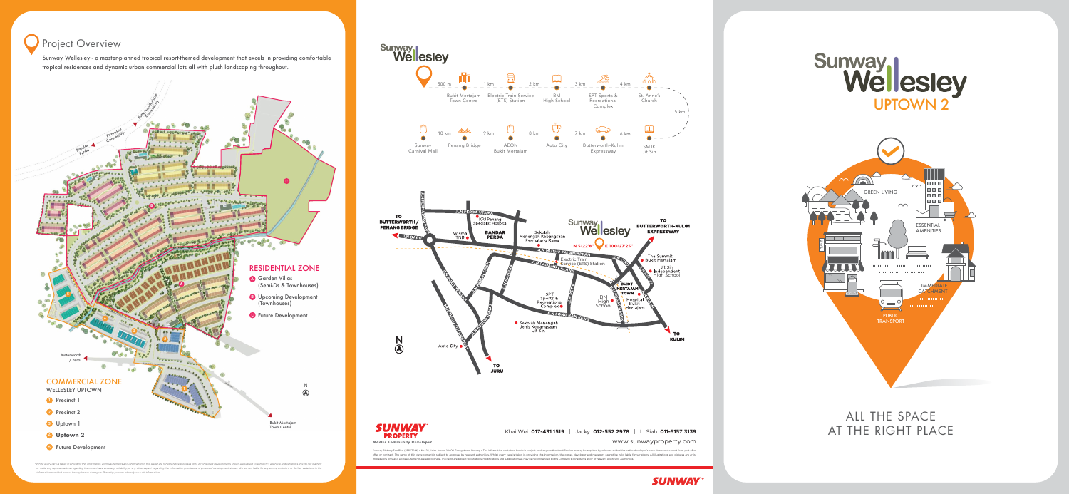## Project Overview

Sunway Wellesley - a master-planned tropical resort-themed development that excels in providing comfortable tropical residences and dynamic urban commercial lots all with plush landscaping throughout.

### RESIDENTIAL ZONE

- **A** Garden Villas (Semi-Ds & Townhouses)
- **B** Upcoming Development (Townhouses)
- **C** Future Development

### COMMERCIAL ZONE

WELLESLEY UPTOWN

1. Precinct 1
2. Precinct 2
3. Uptown 1
4. **Uptown 2**
5. Future Development

Butterworth / Perai

Bukit Mertajam Town Centre

Butterworth-Kulim Expressway

Bandar Perda

Proposed Connectivity

N

# Sunway Wellesley

- 500 m — Bukit Mertajam Town Centre
- 1 km — Electric Train Service (ETS) Station
- 2 km — BM High School
- 3 km — SPT Sports & Recreational Complex
- 4 km — St. Anne's Church
- 5 km — SMJK Jit Sin
- 6 km — Butterworth-Kulim Expressway
- 7 km — Auto City
- 8 km — AEON Bukit Mertajam
- 9 km — Penang Bridge
- 10 km — Sunway Carnival Mall

TO BUTTERWORTH / PENANG BRIDGE

TO BUTTERWORTH-KULIM EXPRESSWAY

TO KULIM

TO JURU

N 5°22'8" E 100°27'25"

KPJ Penang Specialist Hospital, Wisma TNB, Bandar Perda, Sekolah Menengah Kebangsaan Permatang Rawa, The Summit Bukit Mertajam, Electric Train Service (ETS) Station, Jit Sin Independent High School, Bukit Mertajam Town, Hospital Bukit Mertajam, BM High School, SPT Sports & Recreational Complex, Sekolah Menengah Jenis Kebangsaan Jit Sin, Auto City

JLN BARU, JLN PERDA UTAMA, JLN PERDA SELATAN, JLN PERDA TIMUR, JLN PERDA BARAT, JLN BUKIT TENGAH, JLN KOLAM, JLN RAJA UDA, JLN PERMATANG PAUH, JLN TUN HUSSEIN ONN, JLN KULIM, JLN GUAR PERAHU, JLN SONG BAN KENG, JLN PUTRA, JLN BUKIT MINYAK, JLN BAGAN JERMAL, JLN BERAPIT, JLN KAMPUNG BAHRU, JLN PERDA, JLN PADANG LALANG, JLN PASAR

**SUNWAY PROPERTY**

*Master Community Developer*

Khai Wei **017-431 1519** | Jacky **012-552 2978** | Li Siah **011-5157 3139**

www.sunwayproperty.com

SUNWAY

# Sunway Wellesley UPTOWN 2

GREEN LIVING

ESSENTIAL AMENITIES

IMMEDIATE CATCHMENT

PUBLIC TRANSPORT

## ALL THE SPACE AT THE RIGHT PLACE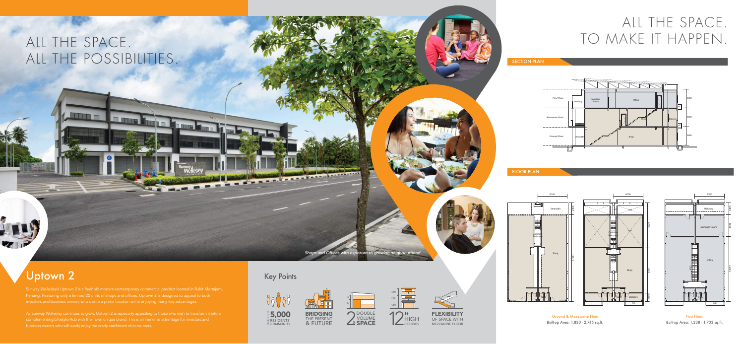# ALL THE SPACE. ALL THE POSSIBILITIES.

*Shops and Offices with exposure to growing neighbourhood*

## Uptown 2

Sunway Wellesley's Uptown 2 is a freehold modern contemporary commercial precinct located in Bukit Mertajam, Penang. Featuring only a limited 20 units of shops and offices, Uptown 2 is designed to appeal to both investors and business owners who desire a prime location while enjoying many key advantages.

As Sunway Wellesley continues to grow, Uptown 2 is especially appealing to those who wish to transform it into a complementing Lifestyle Hub with their own unique brand. This is an immense advantage for investors and business owners who will surely enjoy the ready catchment of consumers.

## Key Points

- TARGETED 5,000 RESIDENTS' COMMUNITY
- BRIDGING THE PRESENT & FUTURE
- 2x DOUBLE VOLUME SPACE
- 12ft HIGH CEILINGS
- FLEXIBILITY OF SPACE WITH MEZZANINE FLOOR

# ALL THE SPACE. TO MAKE IT HAPPEN.

### SECTION PLAN

### FLOOR PLAN

**Ground & Mezzanine Floor**
Built-up Area: 1,830 - 2,745 sq.ft.

**First Floor**
Built-up Area: 1,238 - 1,733 sq.ft.